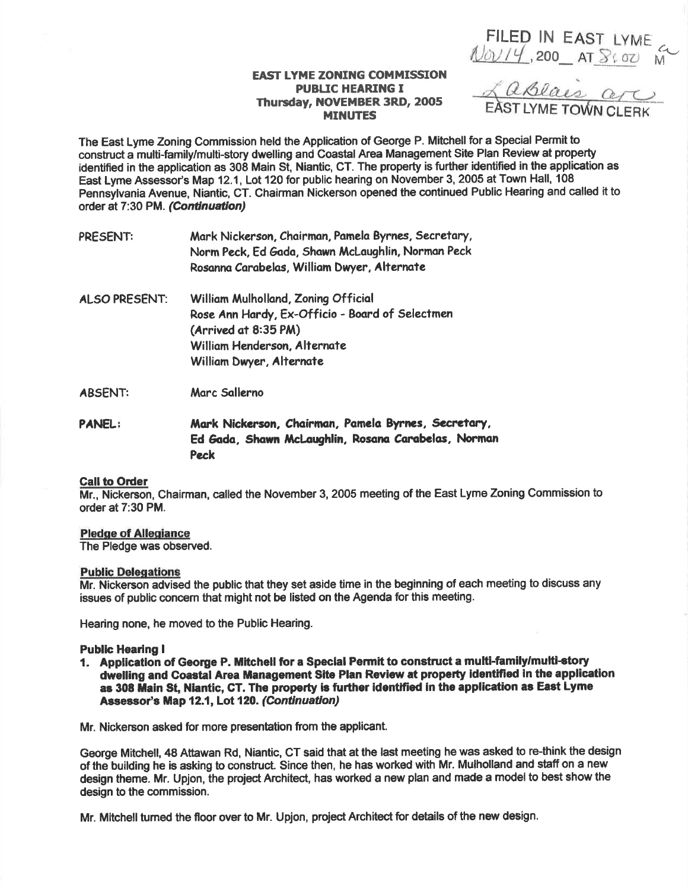FILED IN EAST LYME
NOV 14, 200__ AT 8:00 AM

L ABlais asc
EAST LYME TOWN CLERK

**EAST LYME ZONING COMMISSION**
**PUBLIC HEARING I**
**Thursday, NOVEMBER 3RD, 2005**
**MINUTES**

The East Lyme Zoning Commission held the Application of George P. Mitchell for a Special Permit to construct a multi-family/multi-story dwelling and Coastal Area Management Site Plan Review at property identified in the application as 308 Main St, Niantic, CT. The property is further identified in the application as East Lyme Assessor's Map 12.1, Lot 120 for public hearing on November 3, 2005 at Town Hall, 108 Pennsylvania Avenue, Niantic, CT. Chairman Nickerson opened the continued Public Hearing and called it to order at 7:30 PM. ***(Continuation)***

PRESENT: Mark Nickerson, Chairman, Pamela Byrnes, Secretary, Norm Peck, Ed Gada, Shawn McLaughlin, Norman Peck Rosanna Carabelas, William Dwyer, Alternate

ALSO PRESENT: William Mulholland, Zoning Official
Rose Ann Hardy, Ex-Officio - Board of Selectmen (Arrived at 8:35 PM)
William Henderson, Alternate
William Dwyer, Alternate

ABSENT: Marc Sallerno

**PANEL: Mark Nickerson, Chairman, Pamela Byrnes, Secretary, Ed Gada, Shawn McLaughlin, Rosana Carabelas, Norman Peck**

**Call to Order**
Mr., Nickerson, Chairman, called the November 3, 2005 meeting of the East Lyme Zoning Commission to order at 7:30 PM.

**Pledge of Allegiance**
The Pledge was observed.

**Public Delegations**
Mr. Nickerson advised the public that they set aside time in the beginning of each meeting to discuss any issues of public concern that might not be listed on the Agenda for this meeting.

Hearing none, he moved to the Public Hearing.

**Public Hearing I**

1. **Application of George P. Mitchell for a Special Permit to construct a multi-family/multi-story dwelling and Coastal Area Management Site Plan Review at property identified in the application as 308 Main St, Niantic, CT. The property is further identified in the application as East Lyme Assessor's Map 12.1, Lot 120. *(Continuation)***

Mr. Nickerson asked for more presentation from the applicant.

George Mitchell, 48 Attawan Rd, Niantic, CT said that at the last meeting he was asked to re-think the design of the building he is asking to construct. Since then, he has worked with Mr. Mulholland and staff on a new design theme. Mr. Upjon, the project Architect, has worked a new plan and made a model to best show the design to the commission.

Mr. Mitchell turned the floor over to Mr. Upjon, project Architect for details of the new design.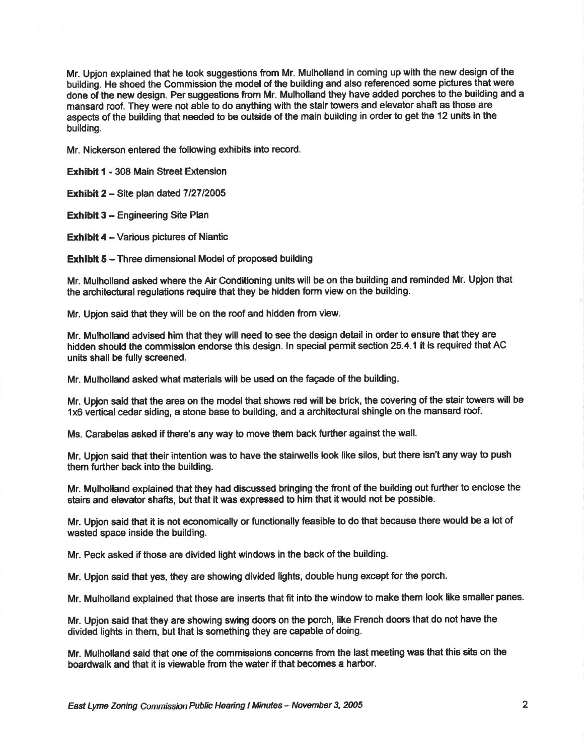Mr. Upjon explained that he took suggestions from Mr. Mulholland in coming up with the new design of the building. He shoed the Commission the model of the building and also referenced some pictures that were done of the new design. Per suggestions from Mr. Mulholland they have added porches to the building and a mansard roof. They were not able to do anything with the stair towers and elevator shaft as those are aspects of the building that needed to be outside of the main building in order to get the 12 units in the building.

Mr. Nickerson entered the following exhibits into record.

**Exhibit 1** - 308 Main Street Extension

**Exhibit 2** – Site plan dated 7/27/2005

**Exhibit 3** – Engineering Site Plan

**Exhibit 4** – Various pictures of Niantic

**Exhibit 5** – Three dimensional Model of proposed building

Mr. Mulholland asked where the Air Conditioning units will be on the building and reminded Mr. Upjon that the architectural regulations require that they be hidden form view on the building.

Mr. Upjon said that they will be on the roof and hidden from view.

Mr. Mulholland advised him that they will need to see the design detail in order to ensure that they are hidden should the commission endorse this design. In special permit section 25.4.1 it is required that AC units shall be fully screened.

Mr. Mulholland asked what materials will be used on the façade of the building.

Mr. Upjon said that the area on the model that shows red will be brick, the covering of the stair towers will be 1x6 vertical cedar siding, a stone base to building, and a architectural shingle on the mansard roof.

Ms. Carabelas asked if there's any way to move them back further against the wall.

Mr. Upjon said that their intention was to have the stairwells look like silos, but there isn't any way to push them further back into the building.

Mr. Mulholland explained that they had discussed bringing the front of the building out further to enclose the stairs and elevator shafts, but that it was expressed to him that it would not be possible.

Mr. Upjon said that it is not economically or functionally feasible to do that because there would be a lot of wasted space inside the building.

Mr. Peck asked if those are divided light windows in the back of the building.

Mr. Upjon said that yes, they are showing divided lights, double hung except for the porch.

Mr. Mulholland explained that those are inserts that fit into the window to make them look like smaller panes.

Mr. Upjon said that they are showing swing doors on the porch, like French doors that do not have the divided lights in them, but that is something they are capable of doing.

Mr. Mulholland said that one of the commissions concerns from the last meeting was that this sits on the boardwalk and that it is viewable from the water if that becomes a harbor.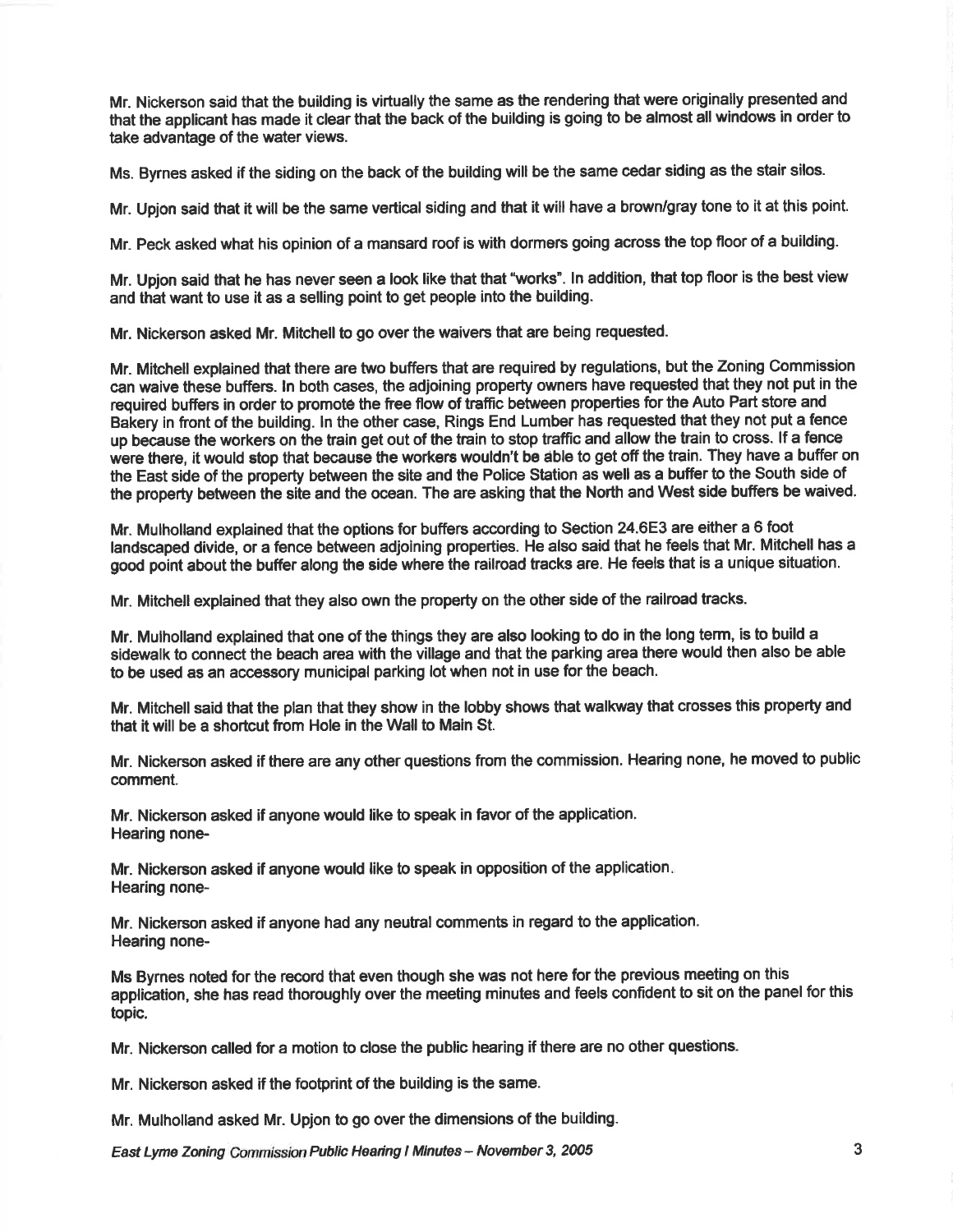Mr. Nickerson said that the building is virtually the same as the rendering that were originally presented and that the applicant has made it clear that the back of the building is going to be almost all windows in order to take advantage of the water views.

Ms. Byrnes asked if the siding on the back of the building will be the same cedar siding as the stair silos.

Mr. Upjon said that it will be the same vertical siding and that it will have a brown/gray tone to it at this point.

Mr. Peck asked what his opinion of a mansard roof is with dormers going across the top floor of a building.

Mr. Upjon said that he has never seen a look like that that "works". In addition, that top floor is the best view and that want to use it as a selling point to get people into the building.

Mr. Nickerson asked Mr. Mitchell to go over the waivers that are being requested.

Mr. Mitchell explained that there are two buffers that are required by regulations, but the Zoning Commission can waive these buffers. In both cases, the adjoining property owners have requested that they not put in the required buffers in order to promote the free flow of traffic between properties for the Auto Part store and Bakery in front of the building. In the other case, Rings End Lumber has requested that they not put a fence up because the workers on the train get out of the train to stop traffic and allow the train to cross. If a fence were there, it would stop that because the workers wouldn't be able to get off the train. They have a buffer on the East side of the property between the site and the Police Station as well as a buffer to the South side of the property between the site and the ocean. The are asking that the North and West side buffers be waived.

Mr. Mulholland explained that the options for buffers according to Section 24.6E3 are either a 6 foot landscaped divide, or a fence between adjoining properties. He also said that he feels that Mr. Mitchell has a good point about the buffer along the side where the railroad tracks are. He feels that is a unique situation.

Mr. Mitchell explained that they also own the property on the other side of the railroad tracks.

Mr. Mulholland explained that one of the things they are also looking to do in the long term, is to build a sidewalk to connect the beach area with the village and that the parking area there would then also be able to be used as an accessory municipal parking lot when not in use for the beach.

Mr. Mitchell said that the plan that they show in the lobby shows that walkway that crosses this property and that it will be a shortcut from Hole in the Wall to Main St.

Mr. Nickerson asked if there are any other questions from the commission. Hearing none, he moved to public comment.

Mr. Nickerson asked if anyone would like to speak in favor of the application.
Hearing none-

Mr. Nickerson asked if anyone would like to speak in opposition of the application.
Hearing none-

Mr. Nickerson asked if anyone had any neutral comments in regard to the application.
Hearing none-

Ms Byrnes noted for the record that even though she was not here for the previous meeting on this application, she has read thoroughly over the meeting minutes and feels confident to sit on the panel for this topic.

Mr. Nickerson called for a motion to close the public hearing if there are no other questions.

Mr. Nickerson asked if the footprint of the building is the same.

Mr. Mulholland asked Mr. Upjon to go over the dimensions of the building.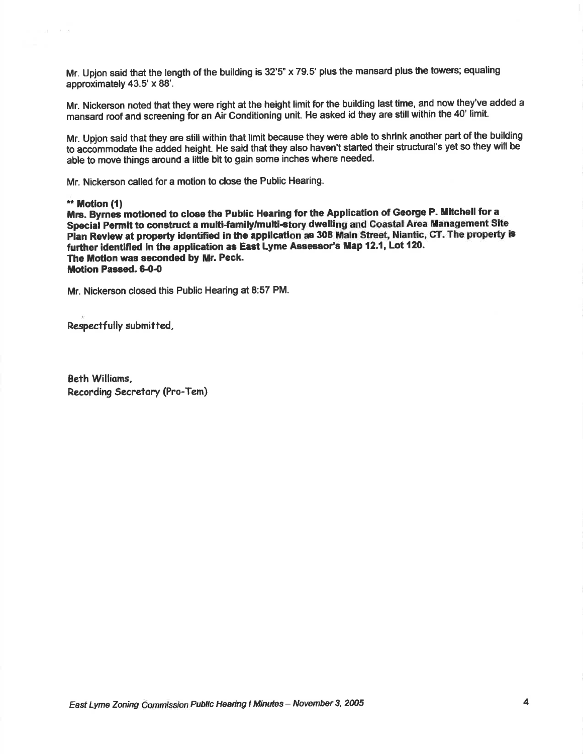Mr. Upjon said that the length of the building is 32'5" x 79.5' plus the mansard plus the towers; equaling approximately 43.5' x 88'.

Mr. Nickerson noted that they were right at the height limit for the building last time, and now they've added a mansard roof and screening for an Air Conditioning unit. He asked id they are still within the 40' limit.

Mr. Upjon said that they are still within that limit because they were able to shrink another part of the building to accommodate the added height. He said that they also haven't started their structural's yet so they will be able to move things around a little bit to gain some inches where needed.

Mr. Nickerson called for a motion to close the Public Hearing.

**\*\* Motion (1)**
**Mrs. Byrnes motioned to close the Public Hearing for the Application of George P. Mitchell for a Special Permit to construct a multi-family/multi-story dwelling and Coastal Area Management Site Plan Review at property identified in the application as 308 Main Street, Niantic, CT. The property is further identified in the application as East Lyme Assessor's Map 12.1, Lot 120.**
**The Motion was seconded by Mr. Peck.**
**Motion Passed. 6-0-0**

Mr. Nickerson closed this Public Hearing at 8:57 PM.

Respectfully submitted,

Beth Williams,
Recording Secretary (Pro-Tem)